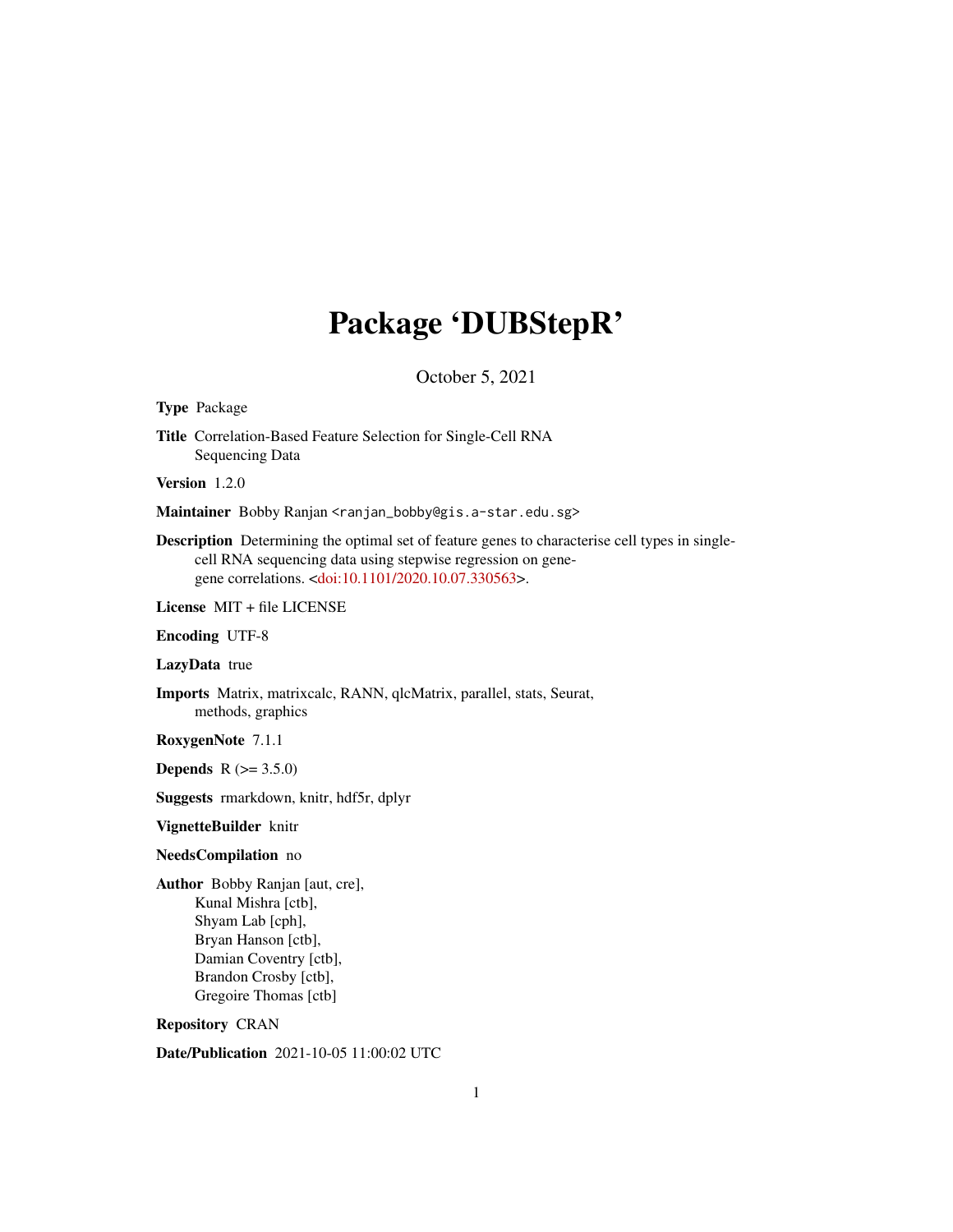# Package 'DUBStepR'

October 5, 2021

**Type** Package

**Title** Correlation-Based Feature Selection for Single-Cell RNA Sequencing Data

**Version** 1.2.0

**Maintainer** Bobby Ranjan <ranjan_bobby@gis.a-star.edu.sg>

**Description** Determining the optimal set of feature genes to characterise cell types in single-cell RNA sequencing data using stepwise regression on gene-gene correlations. <doi:10.1101/2020.10.07.330563>.

**License** MIT + file LICENSE

**Encoding** UTF-8

**LazyData** true

**Imports** Matrix, matrixcalc, RANN, qlcMatrix, parallel, stats, Seurat, methods, graphics

**RoxygenNote** 7.1.1

**Depends** R (>= 3.5.0)

**Suggests** rmarkdown, knitr, hdf5r, dplyr

**VignetteBuilder** knitr

**NeedsCompilation** no

**Author** Bobby Ranjan [aut, cre],
Kunal Mishra [ctb],
Shyam Lab [cph],
Bryan Hanson [ctb],
Damian Coventry [ctb],
Brandon Crosby [ctb],
Gregoire Thomas [ctb]

**Repository** CRAN

**Date/Publication** 2021-10-05 11:00:02 UTC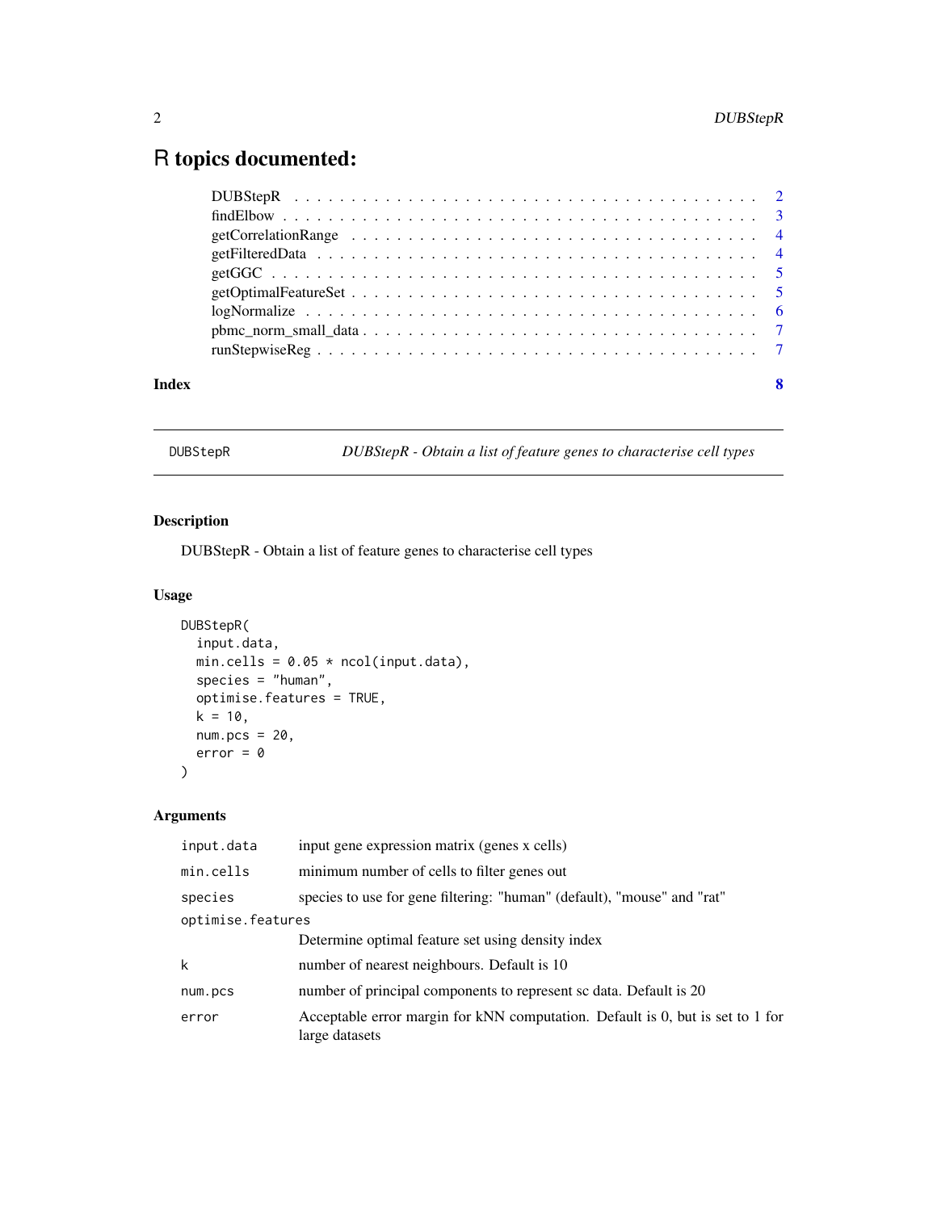# R topics documented:

| | |
|---|---|
| DUBStepR | 2 |
| findElbow | 3 |
| getCorrelationRange | 4 |
| getFilteredData | 4 |
| getGGC | 5 |
| getOptimalFeatureSet | 5 |
| logNormalize | 6 |
| pbmc_norm_small_data | 7 |
| runStepwiseReg | 7 |
| **Index** | **8** |

---

DUBStepR *DUBStepR - Obtain a list of feature genes to characterise cell types*

---

## Description

DUBStepR - Obtain a list of feature genes to characterise cell types

## Usage

```
DUBStepR(
  input.data,
  min.cells = 0.05 * ncol(input.data),
  species = "human",
  optimise.features = TRUE,
  k = 10,
  num.pcs = 20,
  error = 0
)
```

## Arguments

| | |
|---|---|
| input.data | input gene expression matrix (genes x cells) |
| min.cells | minimum number of cells to filter genes out |
| species | species to use for gene filtering: "human" (default), "mouse" and "rat" |
| optimise.features | Determine optimal feature set using density index |
| k | number of nearest neighbours. Default is 10 |
| num.pcs | number of principal components to represent sc data. Default is 20 |
| error | Acceptable error margin for kNN computation. Default is 0, but is set to 1 for large datasets |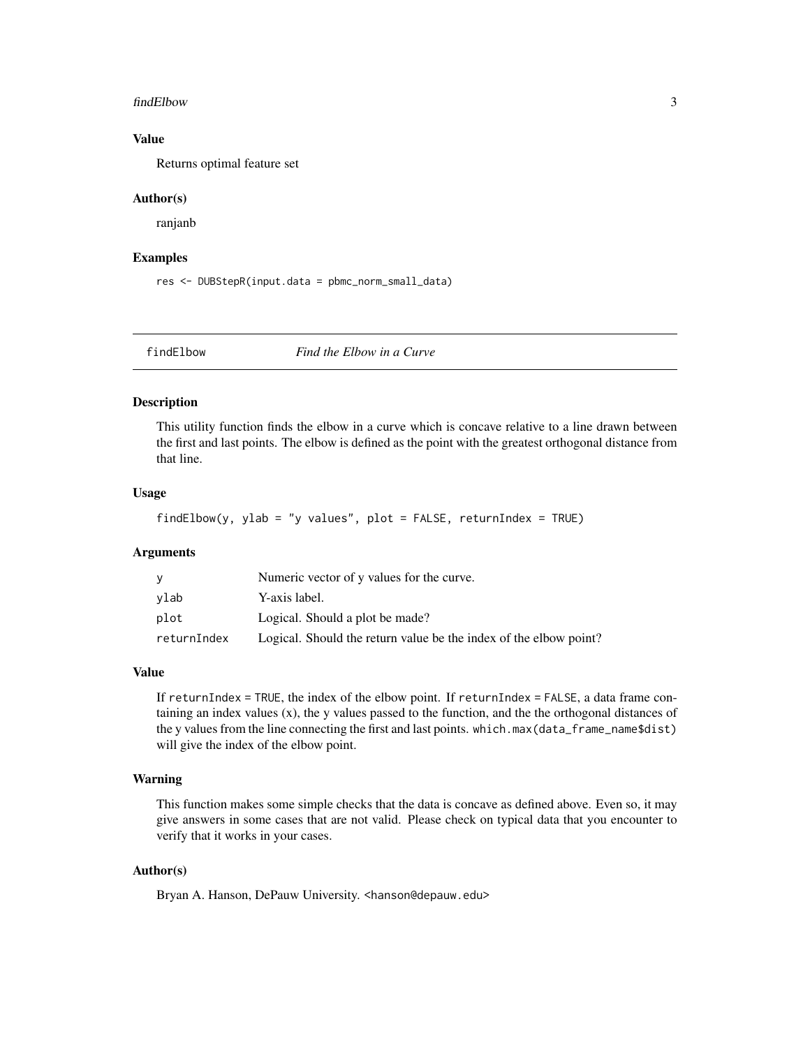### Value

Returns optimal feature set

### Author(s)

ranjanb

### Examples

```
res <- DUBStepR(input.data = pbmc_norm_small_data)
```

---

## findElbow *Find the Elbow in a Curve*

---

### Description

This utility function finds the elbow in a curve which is concave relative to a line drawn between the first and last points. The elbow is defined as the point with the greatest orthogonal distance from that line.

### Usage

```
findElbow(y, ylab = "y values", plot = FALSE, returnIndex = TRUE)
```

### Arguments

| | |
|---|---|
| y | Numeric vector of y values for the curve. |
| ylab | Y-axis label. |
| plot | Logical. Should a plot be made? |
| returnIndex | Logical. Should the return value be the index of the elbow point? |

### Value

If `returnIndex = TRUE`, the index of the elbow point. If `returnIndex = FALSE`, a data frame containing an index values (x), the y values passed to the function, and the the orthogonal distances of the y values from the line connecting the first and last points. `which.max(data_frame_name$dist)` will give the index of the elbow point.

### Warning

This function makes some simple checks that the data is concave as defined above. Even so, it may give answers in some cases that are not valid. Please check on typical data that you encounter to verify that it works in your cases.

### Author(s)

Bryan A. Hanson, DePauw University. <hanson@depauw.edu>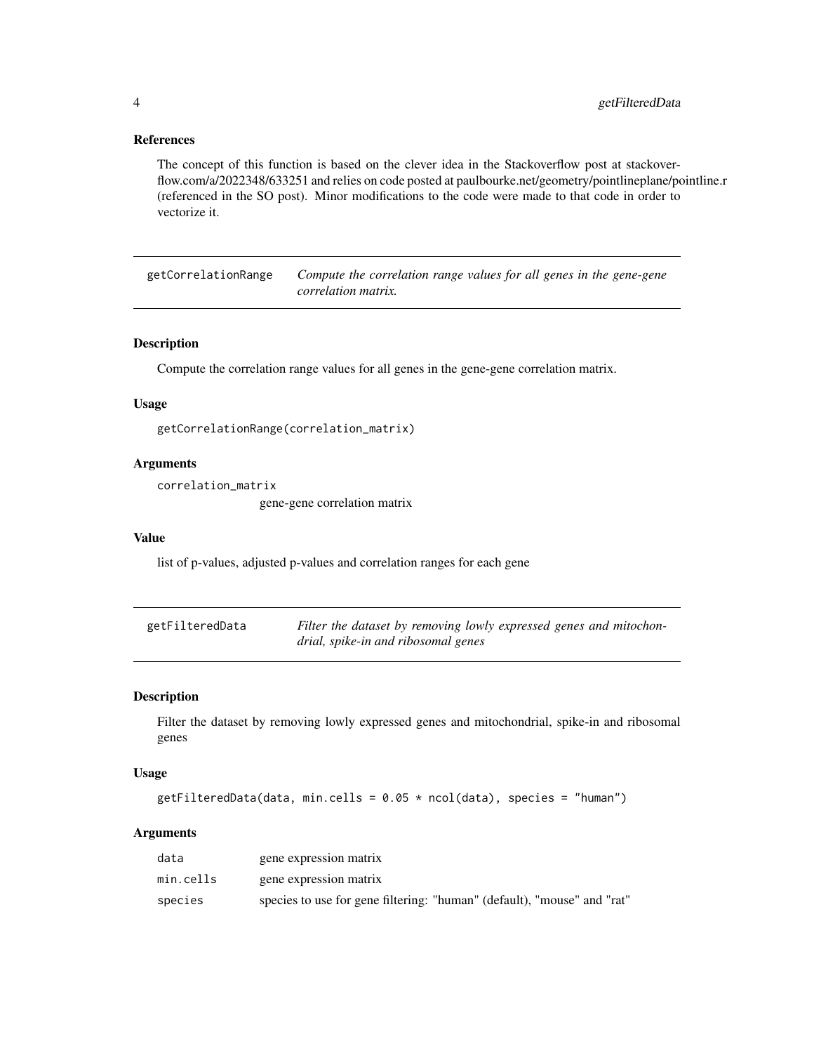### References

The concept of this function is based on the clever idea in the Stackoverflow post at stackoverflow.com/a/2022348/633251 and relies on code posted at paulbourke.net/geometry/pointlineplane/pointline.r (referenced in the SO post). Minor modifications to the code were made to that code in order to vectorize it.

---

## getCorrelationRange — *Compute the correlation range values for all genes in the gene-gene correlation matrix.*

### Description

Compute the correlation range values for all genes in the gene-gene correlation matrix.

### Usage

```
getCorrelationRange(correlation_matrix)
```

### Arguments

| | |
|---|---|
| correlation_matrix | gene-gene correlation matrix |

### Value

list of p-values, adjusted p-values and correlation ranges for each gene

---

## getFilteredData — *Filter the dataset by removing lowly expressed genes and mitochondrial, spike-in and ribosomal genes*

### Description

Filter the dataset by removing lowly expressed genes and mitochondrial, spike-in and ribosomal genes

### Usage

```
getFilteredData(data, min.cells = 0.05 * ncol(data), species = "human")
```

### Arguments

| | |
|---|---|
| data | gene expression matrix |
| min.cells | gene expression matrix |
| species | species to use for gene filtering: "human" (default), "mouse" and "rat" |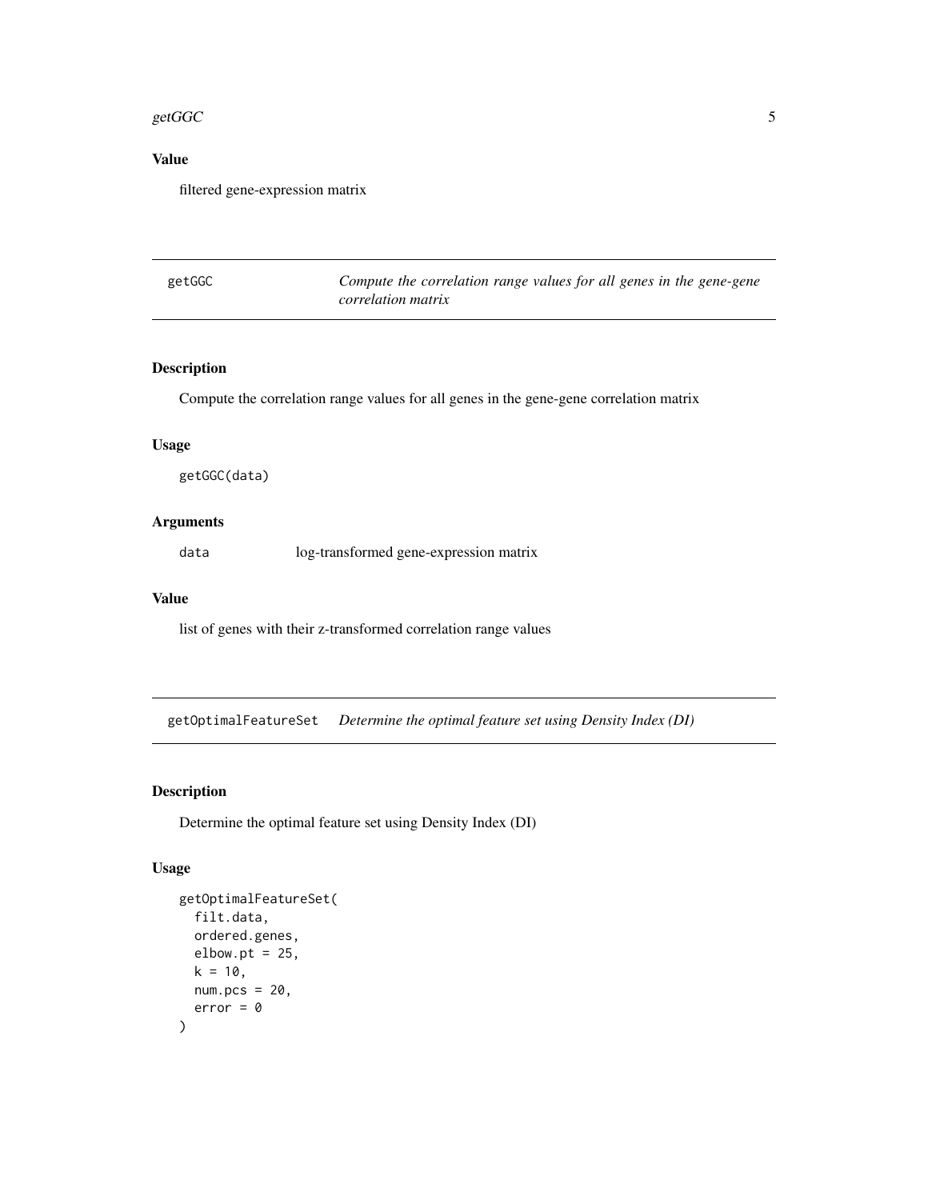### Value

filtered gene-expression matrix

---

## getGGC — *Compute the correlation range values for all genes in the gene-gene correlation matrix*

### Description

Compute the correlation range values for all genes in the gene-gene correlation matrix

### Usage

```
getGGC(data)
```

### Arguments

| | |
|---|---|
| data | log-transformed gene-expression matrix |

### Value

list of genes with their z-transformed correlation range values

---

## getOptimalFeatureSet — *Determine the optimal feature set using Density Index (DI)*

### Description

Determine the optimal feature set using Density Index (DI)

### Usage

```
getOptimalFeatureSet(
  filt.data,
  ordered.genes,
  elbow.pt = 25,
  k = 10,
  num.pcs = 20,
  error = 0
)
```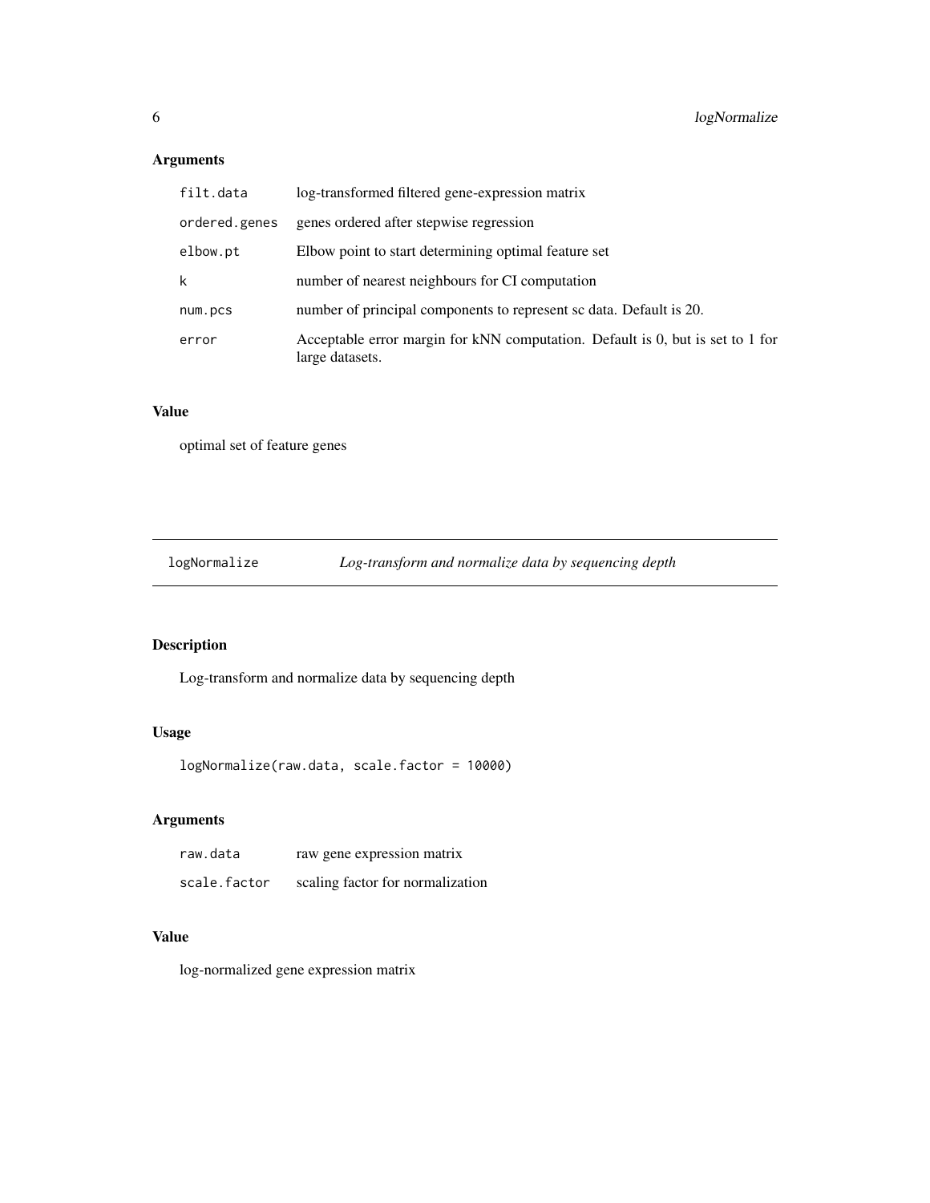## Arguments

| | |
|---|---|
| `filt.data` | log-transformed filtered gene-expression matrix |
| `ordered.genes` | genes ordered after stepwise regression |
| `elbow.pt` | Elbow point to start determining optimal feature set |
| `k` | number of nearest neighbours for CI computation |
| `num.pcs` | number of principal components to represent sc data. Default is 20. |
| `error` | Acceptable error margin for kNN computation. Default is 0, but is set to 1 for large datasets. |

## Value

optimal set of feature genes

---

# `logNormalize` — *Log-transform and normalize data by sequencing depth*

---

## Description

Log-transform and normalize data by sequencing depth

## Usage

```
logNormalize(raw.data, scale.factor = 10000)
```

## Arguments

| | |
|---|---|
| `raw.data` | raw gene expression matrix |
| `scale.factor` | scaling factor for normalization |

## Value

log-normalized gene expression matrix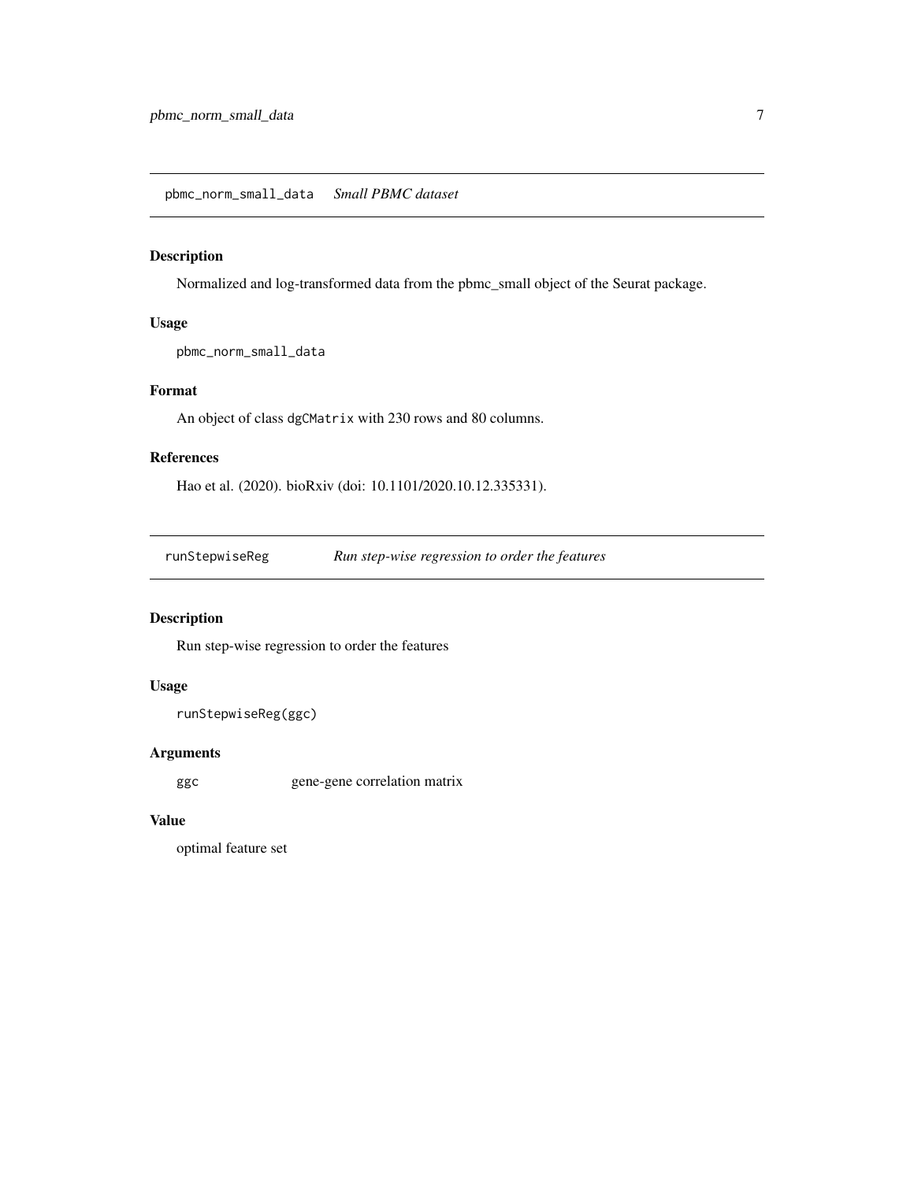## pbmc_norm_small_data *Small PBMC dataset*

### Description

Normalized and log-transformed data from the pbmc_small object of the Seurat package.

### Usage

```
pbmc_norm_small_data
```

### Format

An object of class `dgCMatrix` with 230 rows and 80 columns.

### References

Hao et al. (2020). bioRxiv (doi: 10.1101/2020.10.12.335331).

## runStepwiseReg *Run step-wise regression to order the features*

### Description

Run step-wise regression to order the features

### Usage

```
runStepwiseReg(ggc)
```

### Arguments

| | |
|---|---|
| `ggc` | gene-gene correlation matrix |

### Value

optimal feature set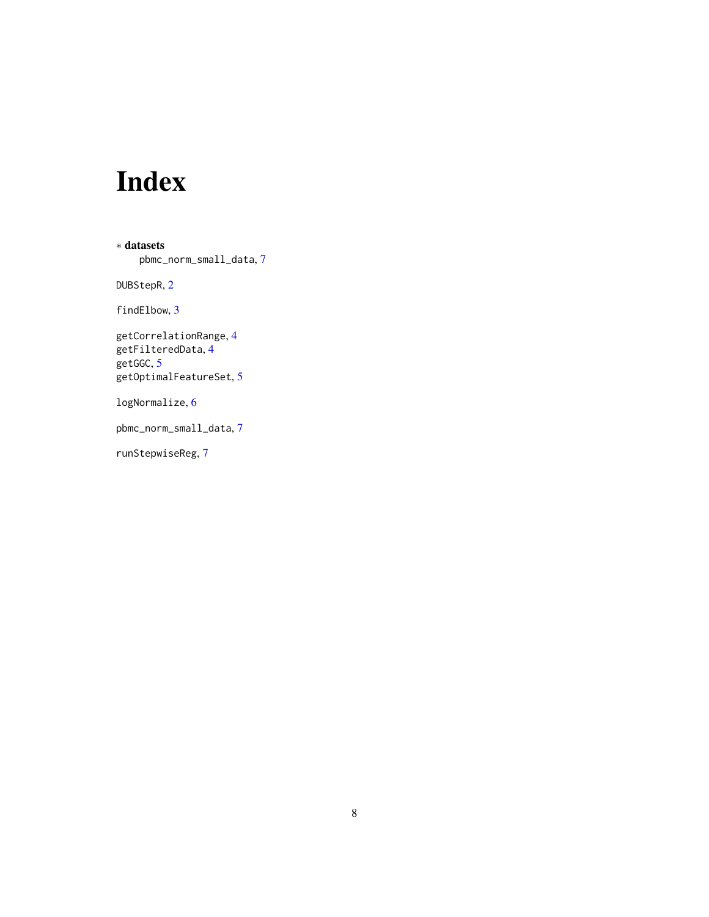# Index

∗ **datasets**
    pbmc_norm_small_data, 7

DUBStepR, 2

findElbow, 3

getCorrelationRange, 4
getFilteredData, 4
getGGC, 5
getOptimalFeatureSet, 5

logNormalize, 6

pbmc_norm_small_data, 7

runStepwiseReg, 7